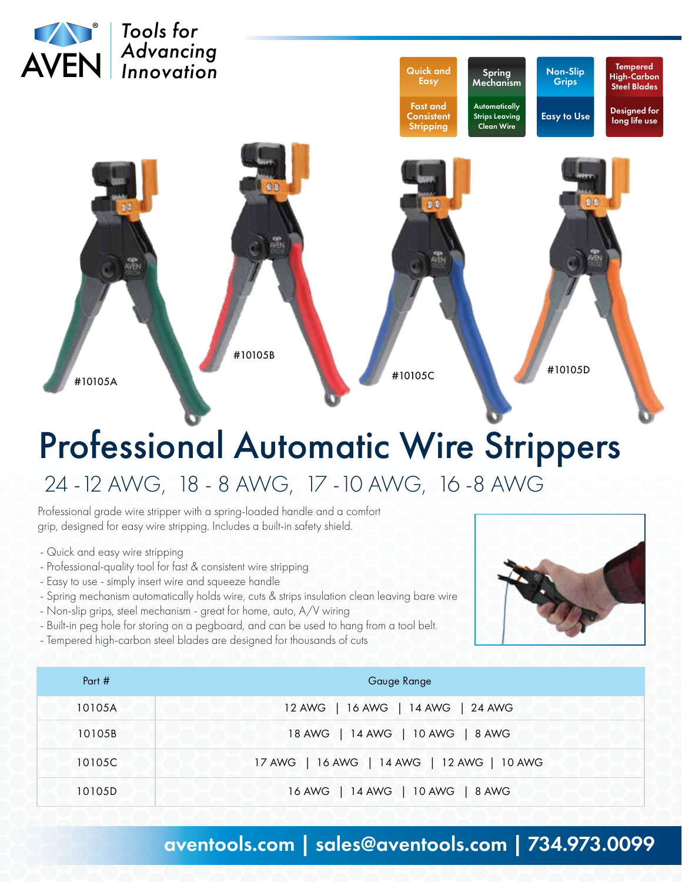AVEN® Tools for Advancing Innovation

| Quick and Easy | Spring Mechanism | Non-Slip Grips | Tempered High-Carbon Steel Blades |
|---|---|---|---|
| Fast and Consistent Stripping | Automatically Strips Leaving Clean Wire | Easy to Use | Designed for long life use |

#10105A

#10105B

#10105C

#10105D

# Professional Automatic Wire Strippers

## 24 -12 AWG, 18 - 8 AWG, 17 -10 AWG, 16 -8 AWG

Professional grade wire stripper with a spring-loaded handle and a comfort grip, designed for easy wire stripping. Includes a built-in safety shield.

- Quick and easy wire stripping
- Professional-quality tool for fast & consistent wire stripping
- Easy to use - simply insert wire and squeeze handle
- Spring mechanism automatically holds wire, cuts & strips insulation clean leaving bare wire
- Non-slip grips, steel mechanism - great for home, auto, A/V wiring
- Built-in peg hole for storing on a pegboard, and can be used to hang from a tool belt.
- Tempered high-carbon steel blades are designed for thousands of cuts

| Part # | Gauge Range |
|---|---|
| 10105A | 12 AWG \| 16 AWG \| 14 AWG \| 24 AWG |
| 10105B | 18 AWG \| 14 AWG \| 10 AWG \| 8 AWG |
| 10105C | 17 AWG \| 16 AWG \| 14 AWG \| 12 AWG \| 10 AWG |
| 10105D | 16 AWG \| 14 AWG \| 10 AWG \| 8 AWG |

**aventools.com | sales@aventools.com | 734.973.0099**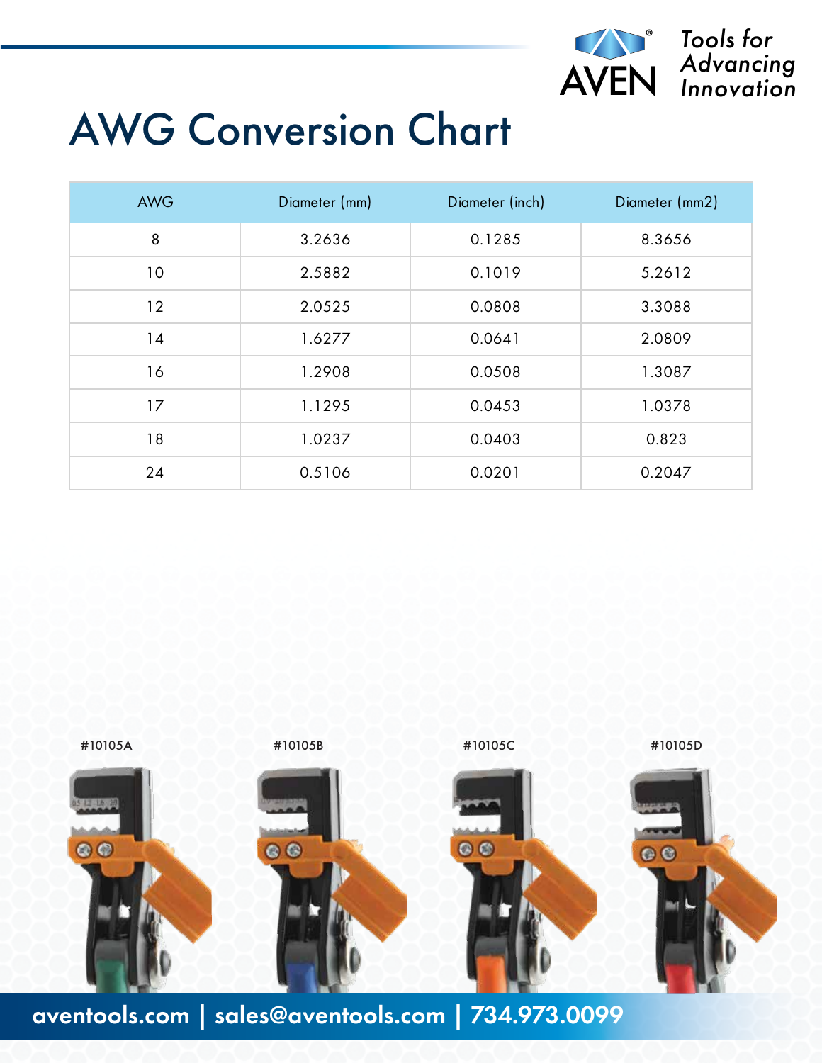# AWG Conversion Chart

| AWG | Diameter (mm) | Diameter (inch) | Diameter (mm2) |
|---|---|---|---|
| 8 | 3.2636 | 0.1285 | 8.3656 |
| 10 | 2.5882 | 0.1019 | 5.2612 |
| 12 | 2.0525 | 0.0808 | 3.3088 |
| 14 | 1.6277 | 0.0641 | 2.0809 |
| 16 | 1.2908 | 0.0508 | 1.3087 |
| 17 | 1.1295 | 0.0453 | 1.0378 |
| 18 | 1.0237 | 0.0403 | 0.823 |
| 24 | 0.5106 | 0.0201 | 0.2047 |

#10105A

#10105B

#10105C

#10105D

aventools.com | sales@aventools.com | 734.973.0099